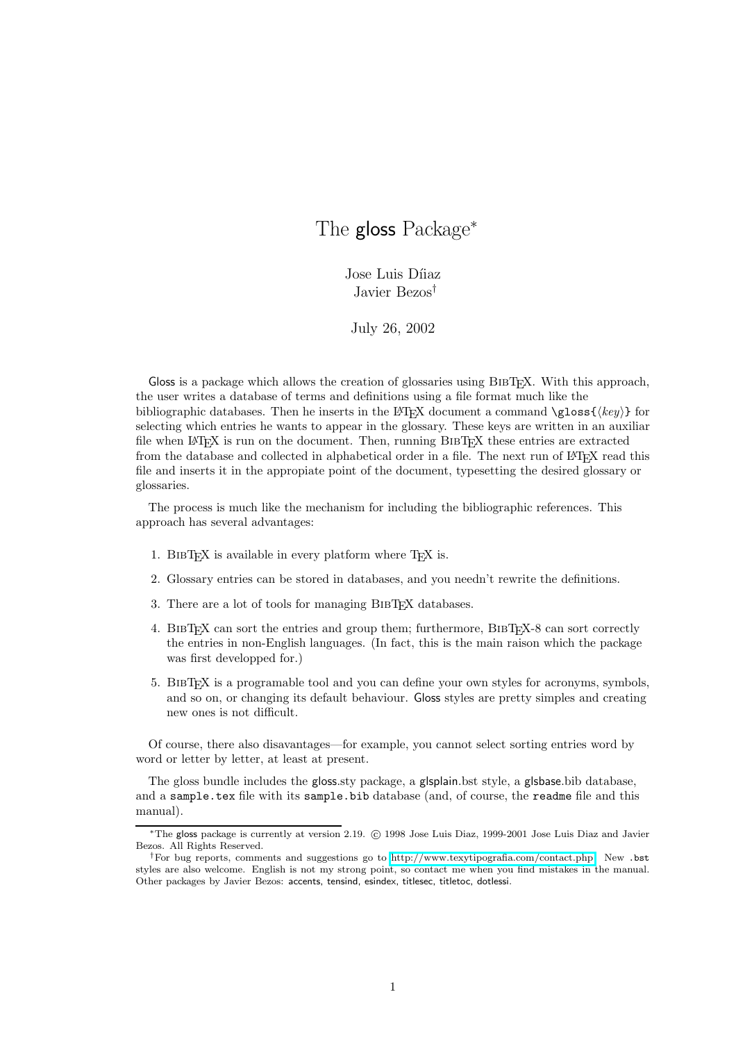# The gloss Package*

Jose Luis Díiaz
Javier Bezos†

July 26, 2002

Gloss is a package which allows the creation of glossaries using BibTeX. With this approach, the user writes a database of terms and definitions using a file format much like the bibliographic databases. Then he inserts in the LaTeX document a command `\gloss{⟨key⟩}` for selecting which entries he wants to appear in the glossary. These keys are written in an auxiliar file when LaTeX is run on the document. Then, running BibTeX these entries are extracted from the database and collected in alphabetical order in a file. The next run of LaTeX read this file and inserts it in the appropiate point of the document, typesetting the desired glossary or glossaries.

The process is much like the mechanism for including the bibliographic references. This approach has several advantages:

1. BibTeX is available in every platform where TeX is.
2. Glossary entries can be stored in databases, and you needn't rewrite the definitions.
3. There are a lot of tools for managing BibTeX databases.
4. BibTeX can sort the entries and group them; furthermore, BibTeX-8 can sort correctly the entries in non-English languages. (In fact, this is the main raison which the package was first developped for.)
5. BibTeX is a programable tool and you can define your own styles for acronyms, symbols, and so on, or changing its default behaviour. Gloss styles are pretty simples and creating new ones is not difficult.

Of course, there also disavantages—for example, you cannot select sorting entries word by word or letter by letter, at least at present.

The gloss bundle includes the gloss.sty package, a glsplain.bst style, a glsbase.bib database, and a `sample.tex` file with its `sample.bib` database (and, of course, the `readme` file and this manual).

---

*The gloss package is currently at version 2.19. © 1998 Jose Luis Diaz, 1999-2001 Jose Luis Diaz and Javier Bezos. All Rights Reserved.

†For bug reports, comments and suggestions go to http://www.texytipografia.com/contact.php. New `.bst` styles are also welcome. English is not my strong point, so contact me when you find mistakes in the manual. Other packages by Javier Bezos: accents, tensind, esindex, titlesec, titletoc, dotlessi.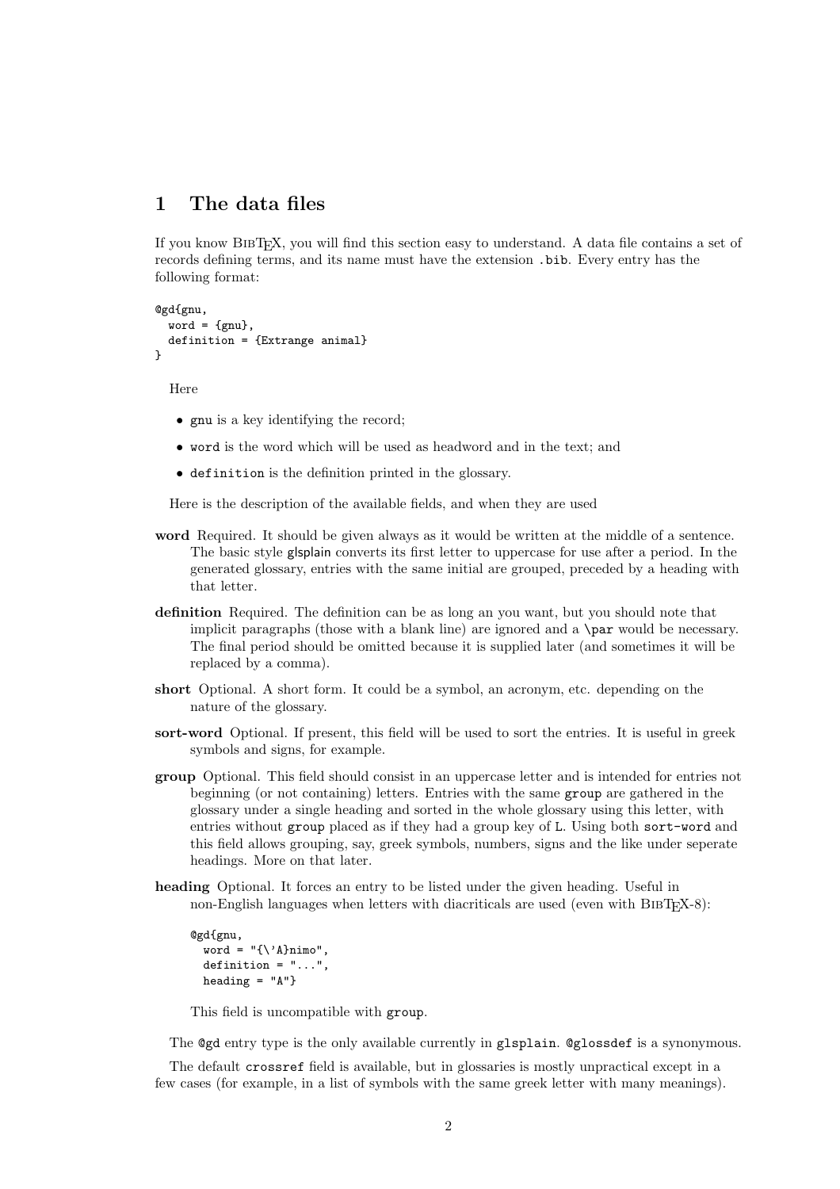# 1 The data files

If you know BibTeX, you will find this section easy to understand. A data file contains a set of records defining terms, and its name must have the extension `.bib`. Every entry has the following format:

```
@gd{gnu,
  word = {gnu},
  definition = {Extrange animal}
}
```

Here

- `gnu` is a key identifying the record;
- `word` is the word which will be used as headword and in the text; and
- `definition` is the definition printed in the glossary.

Here is the description of the available fields, and when they are used

**word** Required. It should be given always as it would be written at the middle of a sentence. The basic style glsplain converts its first letter to uppercase for use after a period. In the generated glossary, entries with the same initial are grouped, preceded by a heading with that letter.

**definition** Required. The definition can be as long an you want, but you should note that implicit paragraphs (those with a blank line) are ignored and a `\par` would be necessary. The final period should be omitted because it is supplied later (and sometimes it will be replaced by a comma).

**short** Optional. A short form. It could be a symbol, an acronym, etc. depending on the nature of the glossary.

**sort-word** Optional. If present, this field will be used to sort the entries. It is useful in greek symbols and signs, for example.

**group** Optional. This field should consist in an uppercase letter and is intended for entries not beginning (or not containing) letters. Entries with the same `group` are gathered in the glossary under a single heading and sorted in the whole glossary using this letter, with entries without `group` placed as if they had a group key of `L`. Using both `sort-word` and this field allows grouping, say, greek symbols, numbers, signs and the like under seperate headings. More on that later.

**heading** Optional. It forces an entry to be listed under the given heading. Useful in non-English languages when letters with diacriticals are used (even with BibTeX-8):

```
@gd{gnu,
  word = "{\'A}nimo",
  definition = "...",
  heading = "A"}
```

This field is uncompatible with `group`.

The `@gd` entry type is the only available currently in `glsplain`. `@glossdef` is a synonymous.

The default `crossref` field is available, but in glossaries is mostly unpractical except in a few cases (for example, in a list of symbols with the same greek letter with many meanings).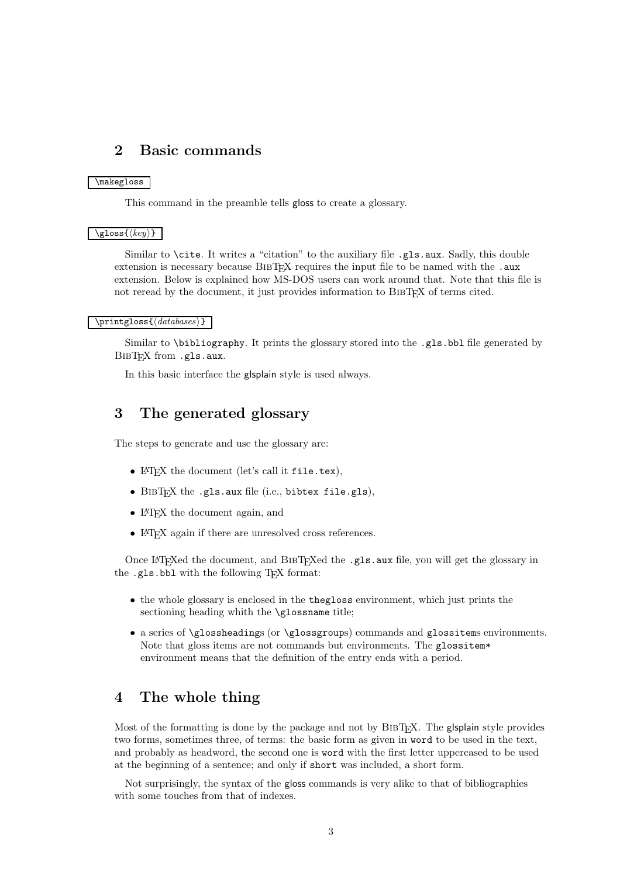## 2 Basic commands

`\makegloss`

This command in the preamble tells gloss to create a glossary.

`\gloss{⟨key⟩}`

Similar to `\cite`. It writes a "citation" to the auxiliary file `.gls.aux`. Sadly, this double extension is necessary because BibTeX requires the input file to be named with the `.aux` extension. Below is explained how MS-DOS users can work around that. Note that this file is not reread by the document, it just provides information to BibTeX of terms cited.

`\printgloss{⟨databases⟩}`

Similar to `\bibliography`. It prints the glossary stored into the `.gls.bbl` file generated by BibTeX from `.gls.aux`.

In this basic interface the glsplain style is used always.

## 3 The generated glossary

The steps to generate and use the glossary are:

- LaTeX the document (let's call it `file.tex`),
- BibTeX the `.gls.aux` file (i.e., `bibtex file.gls`),
- LaTeX the document again, and
- LaTeX again if there are unresolved cross references.

Once LaTeXed the document, and BibTeXed the `.gls.aux` file, you will get the glossary in the `.gls.bbl` with the following TeX format:

- the whole glossary is enclosed in the `thegloss` environment, which just prints the sectioning heading whith the `\glossname` title;
- a series of `\glossheading`s (or `\glossgroup`s) commands and `glossitem`s environments. Note that gloss items are not commands but environments. The `glossitem*` environment means that the definition of the entry ends with a period.

## 4 The whole thing

Most of the formatting is done by the package and not by BibTeX. The glsplain style provides two forms, sometimes three, of terms: the basic form as given in `word` to be used in the text, and probably as headword, the second one is `word` with the first letter uppercased to be used at the beginning of a sentence; and only if `short` was included, a short form.

Not surprisingly, the syntax of the gloss commands is very alike to that of bibliographies with some touches from that of indexes.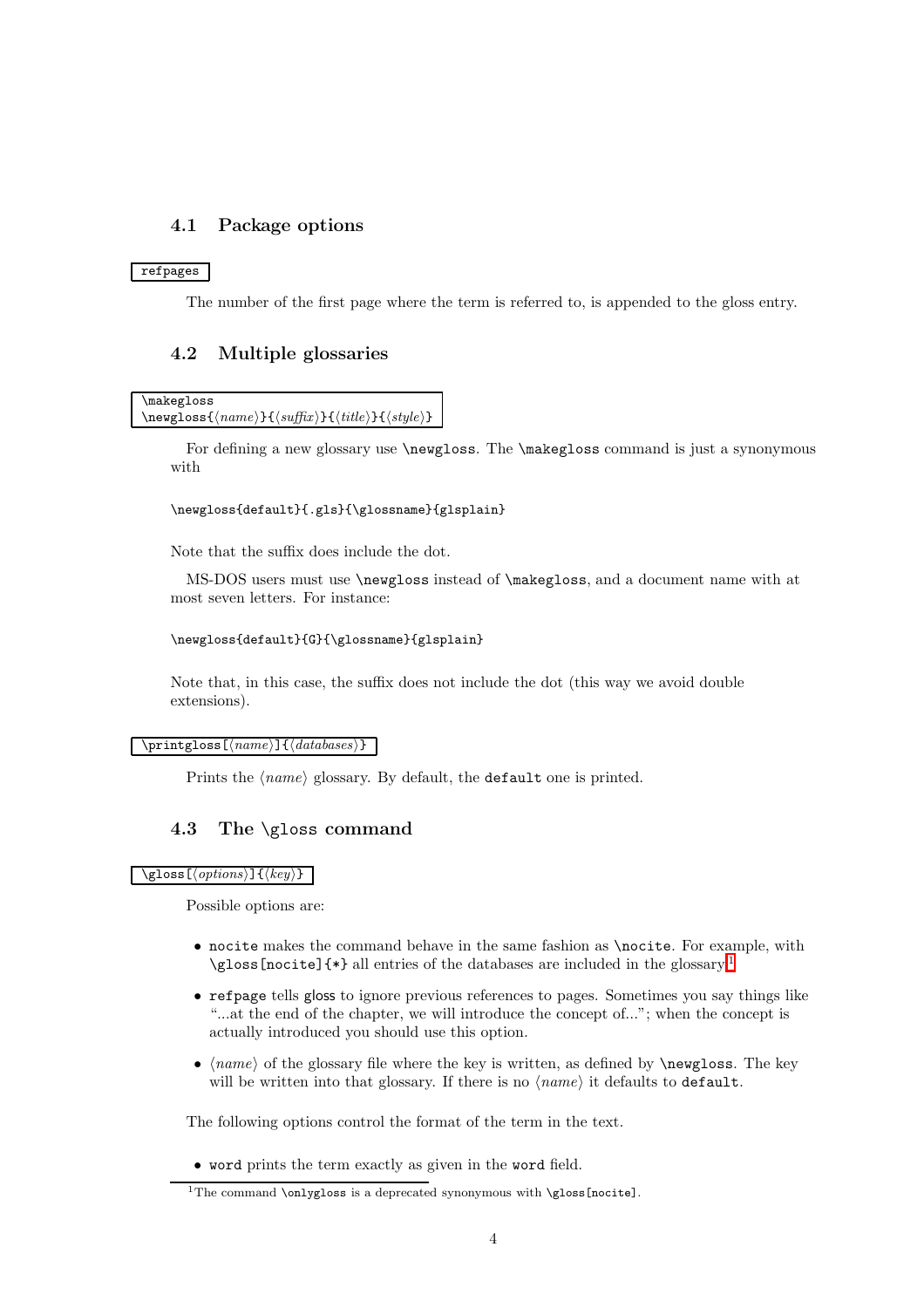## 4.1 Package options

`refpages`

The number of the first page where the term is referred to, is appended to the gloss entry.

## 4.2 Multiple glossaries

```
\makegloss
\newgloss{⟨name⟩}{⟨suffix⟩}{⟨title⟩}{⟨style⟩}
```

For defining a new glossary use `\newgloss`. The `\makegloss` command is just a synonymous with

```
\newgloss{default}{.gls}{\glossname}{glsplain}
```

Note that the suffix does include the dot.

MS-DOS users must use `\newgloss` instead of `\makegloss`, and a document name with at most seven letters. For instance:

```
\newgloss{default}{G}{\glossname}{glsplain}
```

Note that, in this case, the suffix does not include the dot (this way we avoid double extensions).

`\printgloss[⟨name⟩]{⟨databases⟩}`

Prints the ⟨*name*⟩ glossary. By default, the `default` one is printed.

## 4.3 The \gloss command

`\gloss[⟨options⟩]{⟨key⟩}`

Possible options are:

- `nocite` makes the command behave in the same fashion as `\nocite`. For example, with `\gloss[nocite]{*}` all entries of the databases are included in the glossary.[1]
- `refpage` tells gloss to ignore previous references to pages. Sometimes you say things like "...at the end of the chapter, we will introduce the concept of..."; when the concept is actually introduced you should use this option.
- ⟨*name*⟩ of the glossary file where the key is written, as defined by `\newgloss`. The key will be written into that glossary. If there is no ⟨*name*⟩ it defaults to `default`.

The following options control the format of the term in the text.

- `word` prints the term exactly as given in the `word` field.

[1] The command `\onlygloss` is a deprecated synonymous with `\gloss[nocite]`.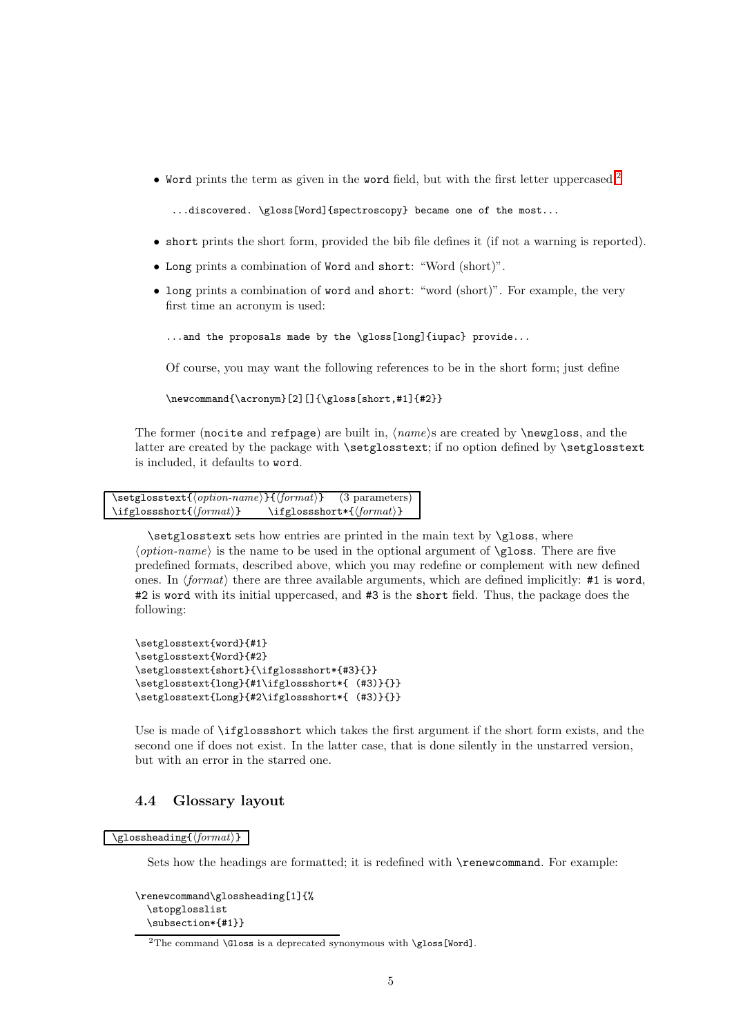- `Word` prints the term as given in the `word` field, but with the first letter uppercased.[2]

  ```
  ...discovered. \gloss[Word]{spectroscopy} became one of the most...
  ```

- `short` prints the short form, provided the bib file defines it (if not a warning is reported).
- `Long` prints a combination of `Word` and `short`: "Word (short)".
- `long` prints a combination of `word` and `short`: "word (short)". For example, the very first time an acronym is used:

  ```
  ...and the proposals made by the \gloss[long]{iupac} provide...
  ```

  Of course, you may want the following references to be in the short form; just define

  ```
  \newcommand{\acronym}[2][]{\gloss[short,#1]{#2}}
  ```

The former (`nocite` and `refpage`) are built in, ⟨*name*⟩s are created by `\newgloss`, and the latter are created by the package with `\setglosstext`; if no option defined by `\setglosstext` is included, it defaults to `word`.

| | |
|---|---|
| `\setglosstext{`⟨*option-name*⟩`}{`⟨*format*⟩`}` | (3 parameters) |
| `\ifglossshort{`⟨*format*⟩`}` | `\ifglossshort*{`⟨*format*⟩`}` |

`\setglosstext` sets how entries are printed in the main text by `\gloss`, where ⟨*option-name*⟩ is the name to be used in the optional argument of `\gloss`. There are five predefined formats, described above, which you may redefine or complement with new defined ones. In ⟨*format*⟩ there are three available arguments, which are defined implicitly: `#1` is `word`, `#2` is `word` with its initial uppercased, and `#3` is the `short` field. Thus, the package does the following:

```
\setglosstext{word}{#1}
\setglosstext{Word}{#2}
\setglosstext{short}{\ifglossshort*{#3}{}}
\setglosstext{long}{#1\ifglossshort*{ (#3)}{}}
\setglosstext{Long}{#2\ifglossshort*{ (#3)}{}}
```

Use is made of `\ifglossshort` which takes the first argument if the short form exists, and the second one if does not exist. In the latter case, that is done silently in the unstarred version, but with an error in the starred one.

## 4.4 Glossary layout

`\glossheading{`⟨*format*⟩`}`

Sets how the headings are formatted; it is redefined with `\renewcommand`. For example:

```
\renewcommand\glossheading[1]{%
  \stopglosslist
  \subsection*{#1}}
```

[2]The command `\Gloss` is a deprecated synonymous with `\gloss[Word]`.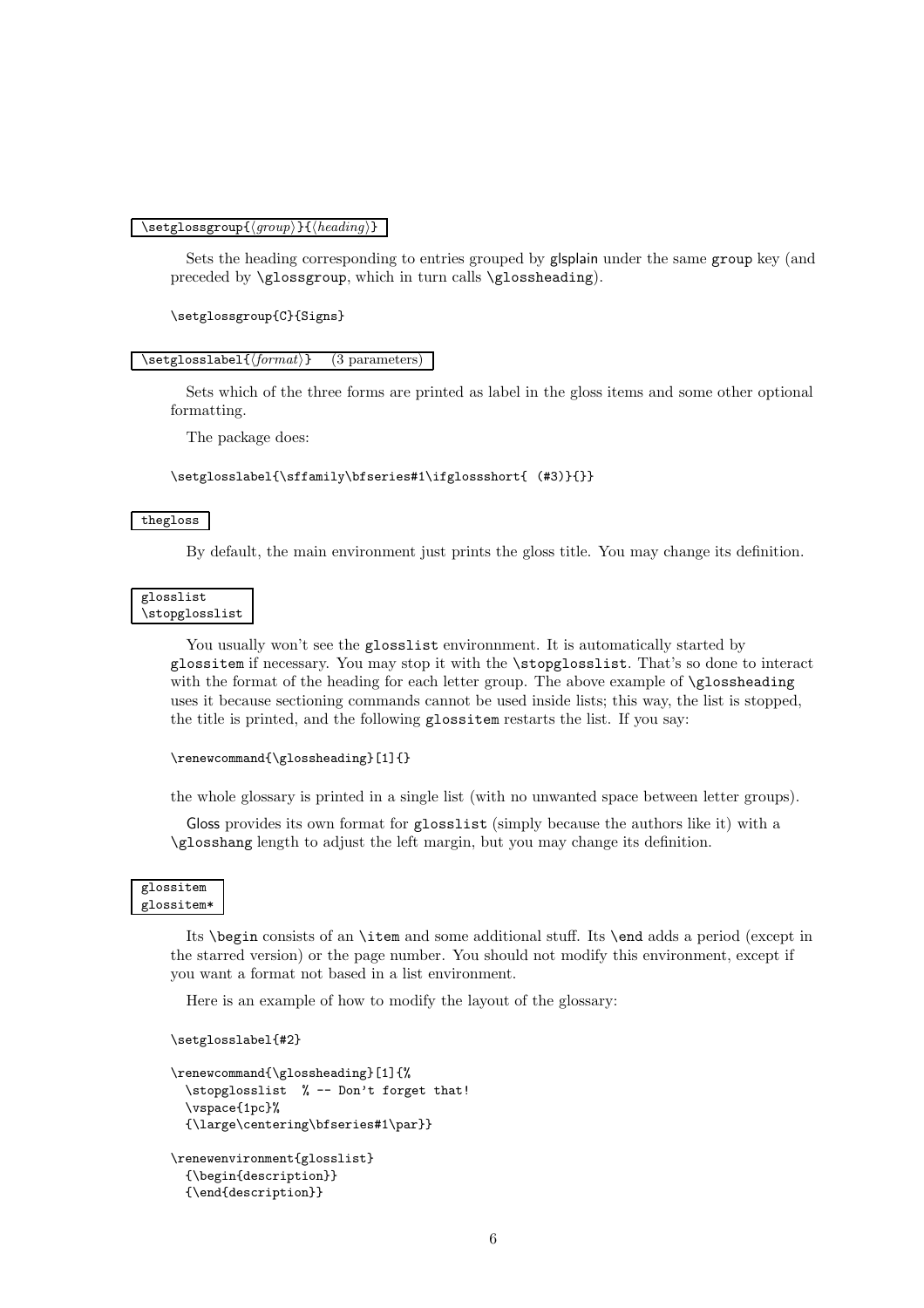`\setglossgroup{⟨group⟩}{⟨heading⟩}`

Sets the heading corresponding to entries grouped by glsplain under the same `group` key (and preceded by `\glossgroup`, which in turn calls `\glossheading`).

```
\setglossgroup{C}{Signs}
```

`\setglosslabel{⟨format⟩}` (3 parameters)

Sets which of the three forms are printed as label in the gloss items and some other optional formatting.

The package does:

```
\setglosslabel{\sffamily\bfseries#1\ifglossshort{ (#3)}{}}
```

`thegloss`

By default, the main environment just prints the gloss title. You may change its definition.

`glosslist`
`\stopglosslist`

You usually won't see the `glosslist` environnment. It is automatically started by `glossitem` if necessary. You may stop it with the `\stopglosslist`. That's so done to interact with the format of the heading for each letter group. The above example of `\glossheading` uses it because sectioning commands cannot be used inside lists; this way, the list is stopped, the title is printed, and the following `glossitem` restarts the list. If you say:

```
\renewcommand{\glossheading}[1]{}
```

the whole glossary is printed in a single list (with no unwanted space between letter groups).

Gloss provides its own format for `glosslist` (simply because the authors like it) with a `\glosshang` length to adjust the left margin, but you may change its definition.

`glossitem`
`glossitem*`

Its `\begin` consists of an `\item` and some additional stuff. Its `\end` adds a period (except in the starred version) or the page number. You should not modify this environment, except if you want a format not based in a list environment.

Here is an example of how to modify the layout of the glossary:

```
\setglosslabel{#2}

\renewcommand{\glossheading}[1]{%
  \stopglosslist  % -- Don't forget that!
  \vspace{1pc}%
  {\large\centering\bfseries#1\par}}

\renewenvironment{glosslist}
  {\begin{description}}
  {\end{description}}
```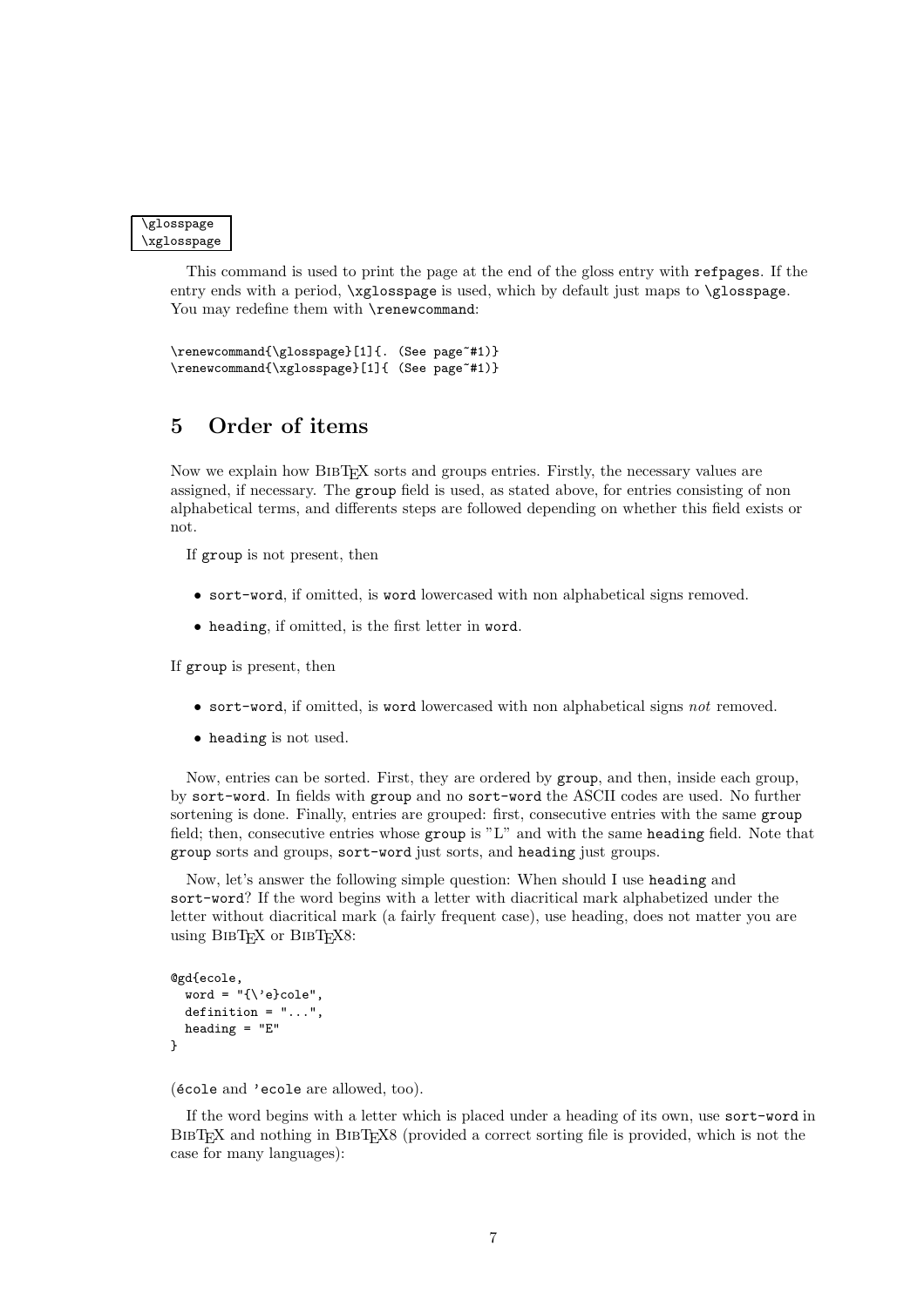`\glosspage`
`\xglosspage`

This command is used to print the page at the end of the gloss entry with `refpages`. If the entry ends with a period, `\xglosspage` is used, which by default just maps to `\glosspage`. You may redefine them with `\renewcommand`:

```
\renewcommand{\glosspage}[1]{. (See page~#1)}
\renewcommand{\xglosspage}[1]{ (See page~#1)}
```

## 5 Order of items

Now we explain how BibTeX sorts and groups entries. Firstly, the necessary values are assigned, if necessary. The `group` field is used, as stated above, for entries consisting of non alphabetical terms, and differents steps are followed depending on whether this field exists or not.

If `group` is not present, then

- `sort-word`, if omitted, is `word` lowercased with non alphabetical signs removed.
- `heading`, if omitted, is the first letter in `word`.

If `group` is present, then

- `sort-word`, if omitted, is `word` lowercased with non alphabetical signs *not* removed.
- `heading` is not used.

Now, entries can be sorted. First, they are ordered by `group`, and then, inside each group, by `sort-word`. In fields with `group` and no `sort-word` the ASCII codes are used. No further sortening is done. Finally, entries are grouped: first, consecutive entries with the same `group` field; then, consecutive entries whose `group` is "L" and with the same `heading` field. Note that `group` sorts and groups, `sort-word` just sorts, and `heading` just groups.

Now, let's answer the following simple question: When should I use `heading` and `sort-word`? If the word begins with a letter with diacritical mark alphabetized under the letter without diacritical mark (a fairly frequent case), use heading, does not matter you are using BibTeX or BibTeX8:

```
@gd{ecole,
  word = "{\'e}cole",
  definition = "...",
  heading = "E"
}
```

(`école` and `'ecole` are allowed, too).

If the word begins with a letter which is placed under a heading of its own, use `sort-word` in BibTeX and nothing in BibTeX8 (provided a correct sorting file is provided, which is not the case for many languages):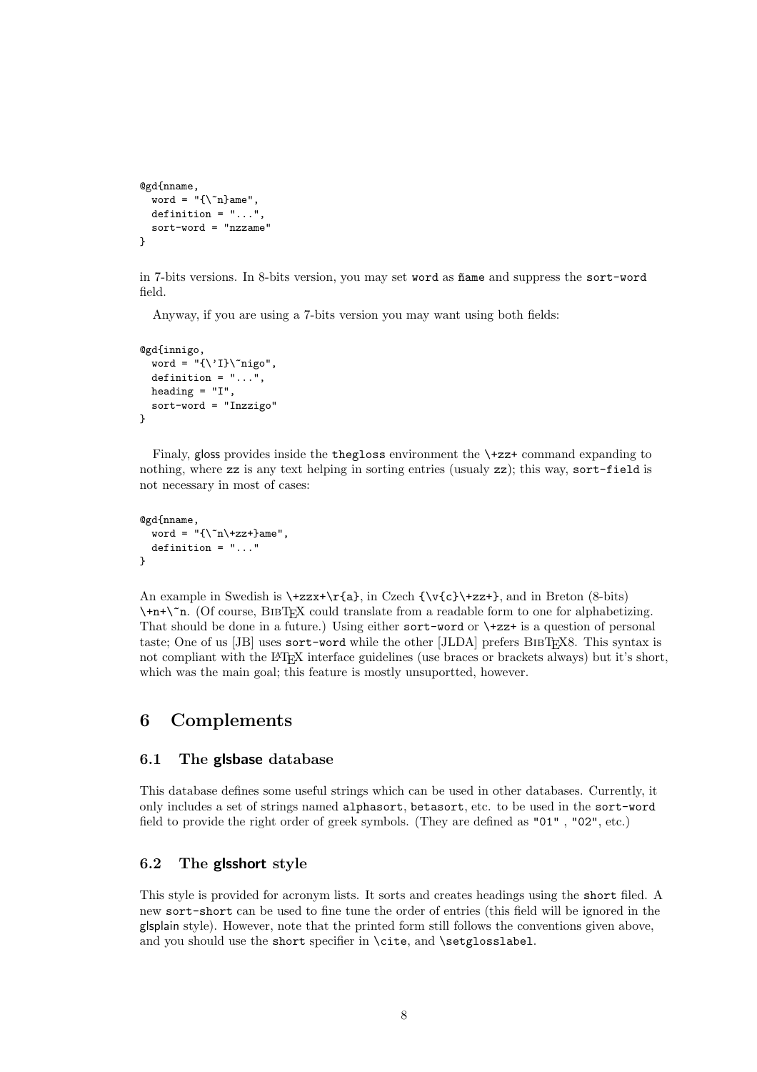```
@gd{nname,
  word = "{\~n}ame",
  definition = "...",
  sort-word = "nzzame"
}
```

in 7-bits versions. In 8-bits version, you may set `word` as `ñame` and suppress the `sort-word` field.

Anyway, if you are using a 7-bits version you may want using both fields:

```
@gd{innigo,
  word = "{\'I}\~nigo",
  definition = "...",
  heading = "I",
  sort-word = "Inzzigo"
}
```

Finaly, gloss provides inside the `thegloss` environment the `\+zz+` command expanding to nothing, where `zz` is any text helping in sorting entries (usualy `zz`); this way, `sort-field` is not necessary in most of cases:

```
@gd{nname,
  word = "{\~n\+zz+}ame",
  definition = "..."
}
```

An example in Swedish is `\+zzx+\r{a}`, in Czech `{\v{c}\+zz+}`, and in Breton (8-bits) `\+n+\~n`. (Of course, BibTeX could translate from a readable form to one for alphabetizing. That should be done in a future.) Using either `sort-word` or `\+zz+` is a question of personal taste; One of us [JB] uses `sort-word` while the other [JLDA] prefers BibTeX8. This syntax is not compliant with the LaTeX interface guidelines (use braces or brackets always) but it's short, which was the main goal; this feature is mostly unsuportted, however.

# 6 Complements

## 6.1 The glsbase database

This database defines some useful strings which can be used in other databases. Currently, it only includes a set of strings named `alphasort`, `betasort`, etc. to be used in the `sort-word` field to provide the right order of greek symbols. (They are defined as `"01"` , `"02"`, etc.)

## 6.2 The glsshort style

This style is provided for acronym lists. It sorts and creates headings using the `short` filed. A new `sort-short` can be used to fine tune the order of entries (this field will be ignored in the glsplain style). However, note that the printed form still follows the conventions given above, and you should use the `short` specifier in `\cite`, and `\setglosslabel`.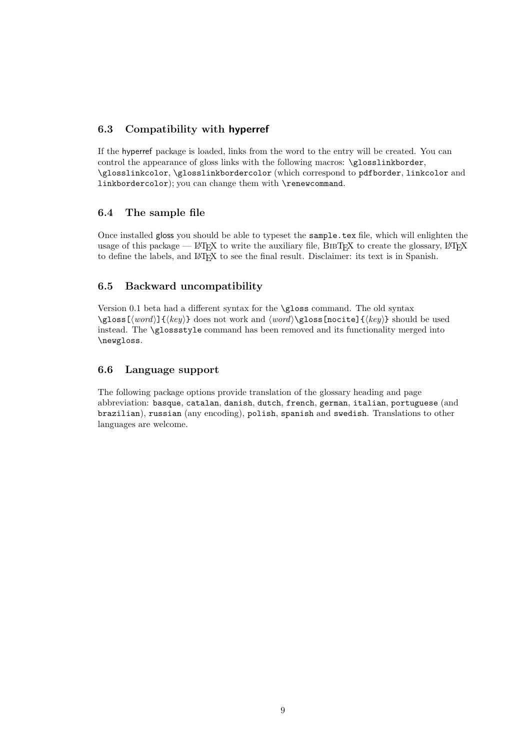### 6.3 Compatibility with hyperref

If the hyperref package is loaded, links from the word to the entry will be created. You can control the appearance of gloss links with the following macros: `\glosslinkborder`, `\glosslinkcolor`, `\glosslinkbordercolor` (which correspond to `pdfborder`, `linkcolor` and `linkbordercolor`); you can change them with `\renewcommand`.

### 6.4 The sample file

Once installed gloss you should be able to typeset the `sample.tex` file, which will enlighten the usage of this package — LaTeX to write the auxiliary file, BibTeX to create the glossary, LaTeX to define the labels, and LaTeX to see the final result. Disclaimer: its text is in Spanish.

### 6.5 Backward uncompatibility

Version 0.1 beta had a different syntax for the `\gloss` command. The old syntax `\gloss[`⟨*word*⟩`]{`⟨*key*⟩`}` does not work and ⟨*word*⟩`\gloss[nocite]{`⟨*key*⟩`}` should be used instead. The `\glossstyle` command has been removed and its functionality merged into `\newgloss`.

### 6.6 Language support

The following package options provide translation of the glossary heading and page abbreviation: `basque`, `catalan`, `danish`, `dutch`, `french`, `german`, `italian`, `portuguese` (and `brazilian`), `russian` (any encoding), `polish`, `spanish` and `swedish`. Translations to other languages are welcome.